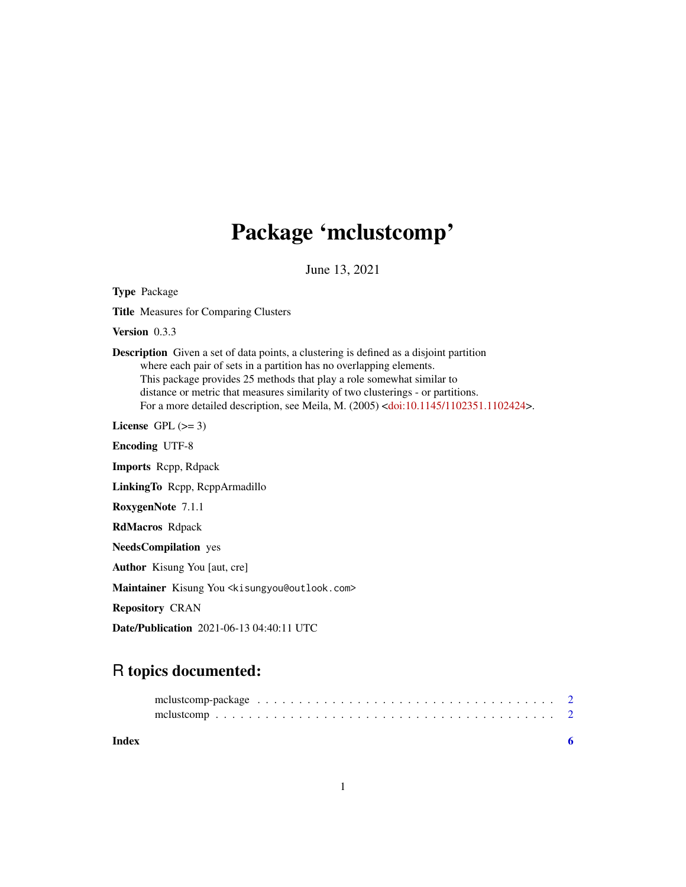# Package 'mclustcomp'

June 13, 2021

**Type** Package

**Title** Measures for Comparing Clusters

**Version** 0.3.3

**Description** Given a set of data points, a clustering is defined as a disjoint partition where each pair of sets in a partition has no overlapping elements. This package provides 25 methods that play a role somewhat similar to distance or metric that measures similarity of two clusterings - or partitions. For a more detailed description, see Meila, M. (2005) <doi:10.1145/1102351.1102424>.

**License** GPL (>= 3)

**Encoding** UTF-8

**Imports** Rcpp, Rdpack

**LinkingTo** Rcpp, RcppArmadillo

**RoxygenNote** 7.1.1

**RdMacros** Rdpack

**NeedsCompilation** yes

**Author** Kisung You [aut, cre]

**Maintainer** Kisung You <kisungyou@outlook.com>

**Repository** CRAN

**Date/Publication** 2021-06-13 04:40:11 UTC

## R topics documented:

- mclustcomp-package . . . . . . . . . . . . . . . . . . . . . . . . . . . . . . . . . . 2
- mclustcomp . . . . . . . . . . . . . . . . . . . . . . . . . . . . . . . . . . . . . . . 2

**Index** 6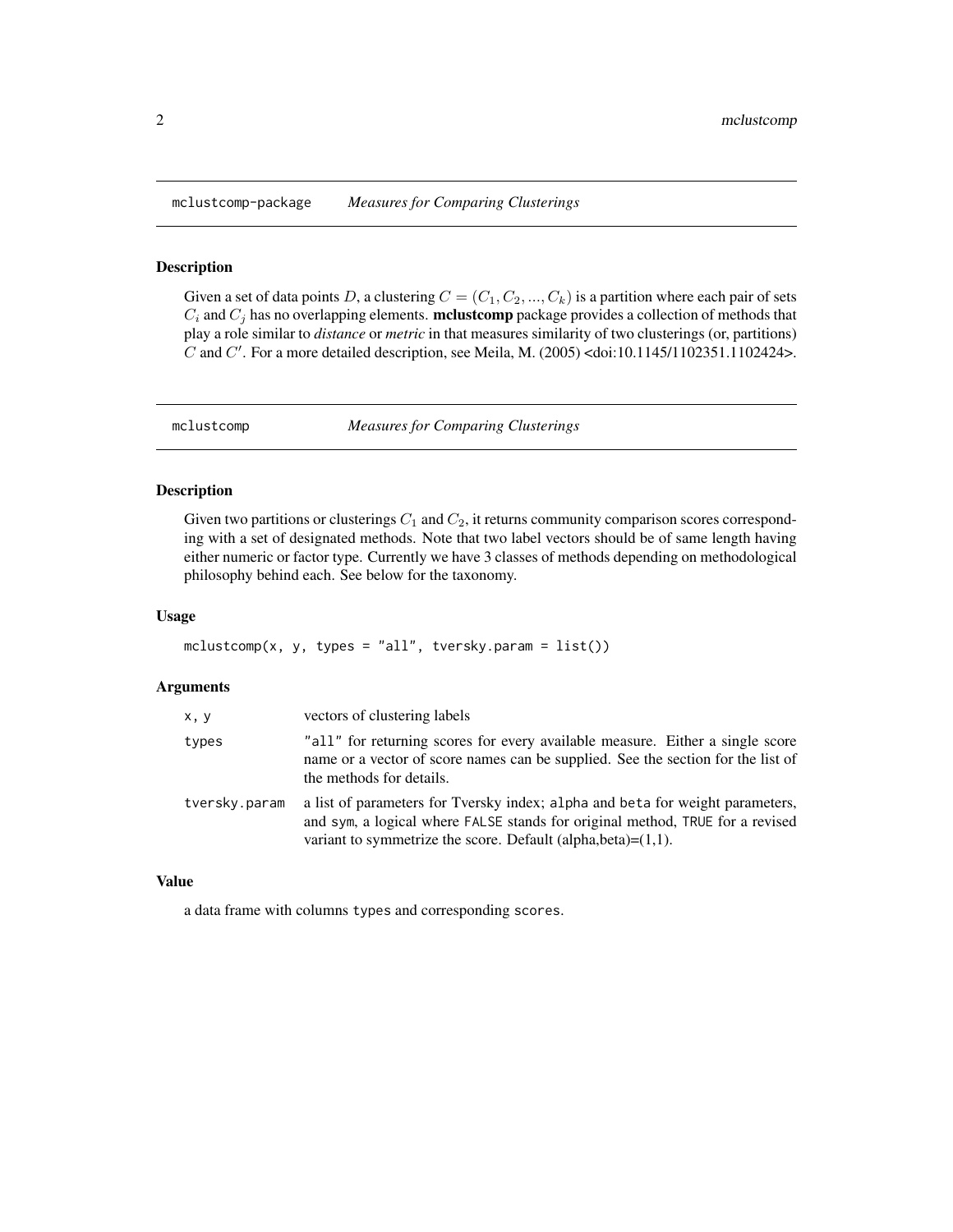## mclustcomp-package *Measures for Comparing Clusterings*

### Description

Given a set of data points $D$, a clustering $C = (C_1, C_2, ..., C_k)$ is a partition where each pair of sets $C_i$ and $C_j$ has no overlapping elements. **mclustcomp** package provides a collection of methods that play a role similar to *distance* or *metric* in that measures similarity of two clusterings (or, partitions) $C$ and $C'$. For a more detailed description, see Meila, M. (2005) <doi:10.1145/1102351.1102424>.

## mclustcomp *Measures for Comparing Clusterings*

### Description

Given two partitions or clusterings $C_1$ and $C_2$, it returns community comparison scores corresponding with a set of designated methods. Note that two label vectors should be of same length having either numeric or factor type. Currently we have 3 classes of methods depending on methodological philosophy behind each. See below for the taxonomy.

### Usage

```
mclustcomp(x, y, types = "all", tversky.param = list())
```

### Arguments

| | |
|---|---|
| `x, y` | vectors of clustering labels |
| `types` | "all" for returning scores for every available measure. Either a single score name or a vector of score names can be supplied. See the section for the list of the methods for details. |
| `tversky.param` | a list of parameters for Tversky index; `alpha` and `beta` for weight parameters, and `sym`, a logical where `FALSE` stands for original method, `TRUE` for a revised variant to symmetrize the score. Default (alpha,beta)=(1,1). |

### Value

a data frame with columns `types` and corresponding `scores`.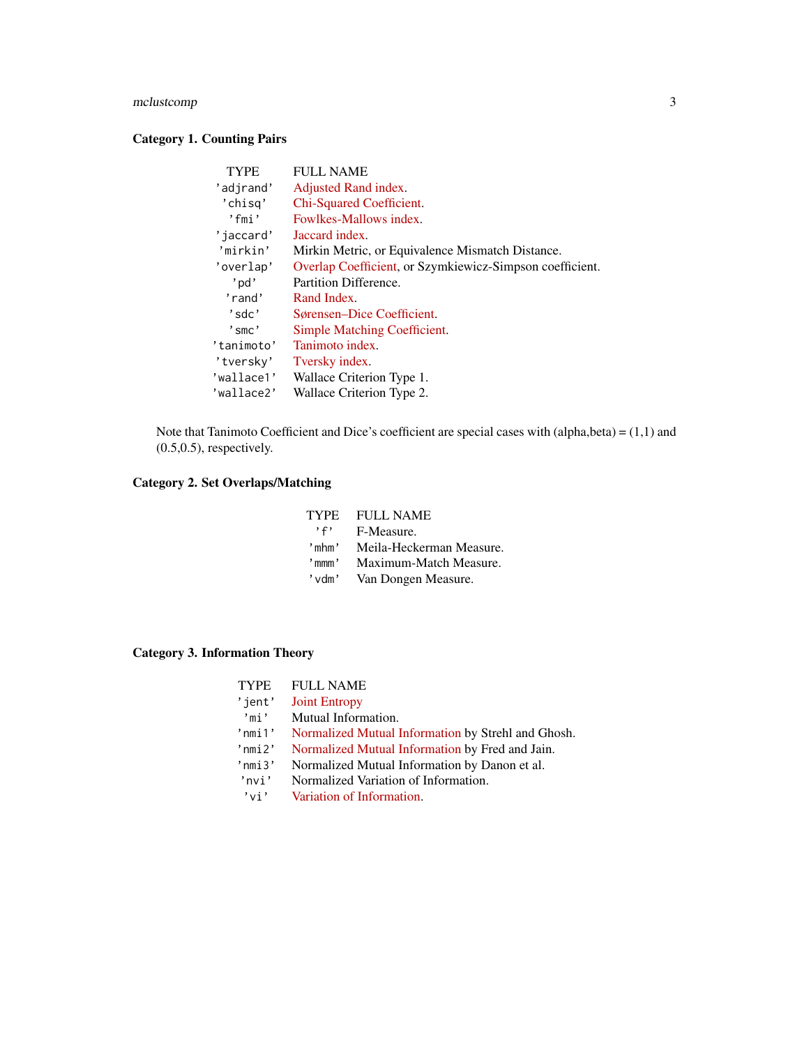**Category 1. Counting Pairs**

| TYPE | FULL NAME |
|---|---|
| 'adjrand' | Adjusted Rand index. |
| 'chisq' | Chi-Squared Coefficient. |
| 'fmi' | Fowlkes-Mallows index. |
| 'jaccard' | Jaccard index. |
| 'mirkin' | Mirkin Metric, or Equivalence Mismatch Distance. |
| 'overlap' | Overlap Coefficient, or Szymkiewicz-Simpson coefficient. |
| 'pd' | Partition Difference. |
| 'rand' | Rand Index. |
| 'sdc' | Sørensen–Dice Coefficient. |
| 'smc' | Simple Matching Coefficient. |
| 'tanimoto' | Tanimoto index. |
| 'tversky' | Tversky index. |
| 'wallace1' | Wallace Criterion Type 1. |
| 'wallace2' | Wallace Criterion Type 2. |

Note that Tanimoto Coefficient and Dice's coefficient are special cases with (alpha,beta) = (1,1) and (0.5,0.5), respectively.

**Category 2. Set Overlaps/Matching**

| TYPE | FULL NAME |
|---|---|
| 'f' | F-Measure. |
| 'mhm' | Meila-Heckerman Measure. |
| 'mmm' | Maximum-Match Measure. |
| 'vdm' | Van Dongen Measure. |

**Category 3. Information Theory**

| TYPE | FULL NAME |
|---|---|
| 'jent' | Joint Entropy |
| 'mi' | Mutual Information. |
| 'nmi1' | Normalized Mutual Information by Strehl and Ghosh. |
| 'nmi2' | Normalized Mutual Information by Fred and Jain. |
| 'nmi3' | Normalized Mutual Information by Danon et al. |
| 'nvi' | Normalized Variation of Information. |
| 'vi' | Variation of Information. |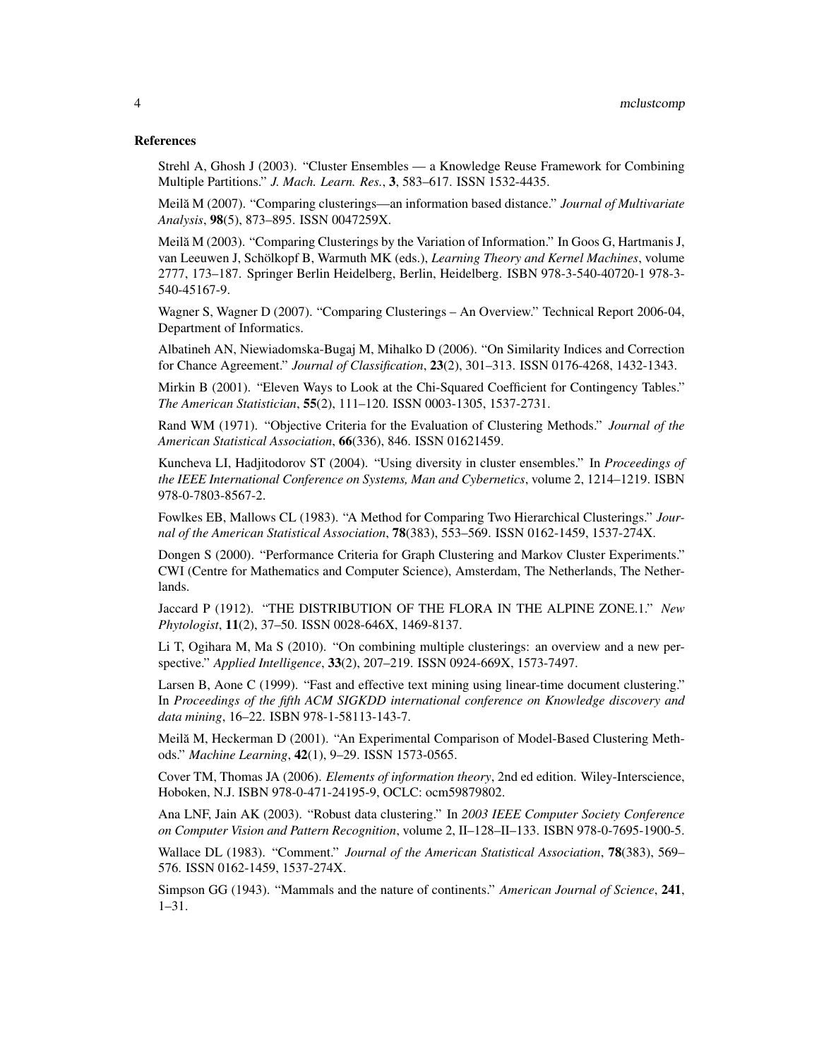### References

Strehl A, Ghosh J (2003). "Cluster Ensembles — a Knowledge Reuse Framework for Combining Multiple Partitions." *J. Mach. Learn. Res.*, **3**, 583–617. ISSN 1532-4435.

Meilă M (2007). "Comparing clusterings—an information based distance." *Journal of Multivariate Analysis*, **98**(5), 873–895. ISSN 0047259X.

Meilă M (2003). "Comparing Clusterings by the Variation of Information." In Goos G, Hartmanis J, van Leeuwen J, Schölkopf B, Warmuth MK (eds.), *Learning Theory and Kernel Machines*, volume 2777, 173–187. Springer Berlin Heidelberg, Berlin, Heidelberg. ISBN 978-3-540-40720-1 978-3-540-45167-9.

Wagner S, Wagner D (2007). "Comparing Clusterings – An Overview." Technical Report 2006-04, Department of Informatics.

Albatineh AN, Niewiadomska-Bugaj M, Mihalko D (2006). "On Similarity Indices and Correction for Chance Agreement." *Journal of Classification*, **23**(2), 301–313. ISSN 0176-4268, 1432-1343.

Mirkin B (2001). "Eleven Ways to Look at the Chi-Squared Coefficient for Contingency Tables." *The American Statistician*, **55**(2), 111–120. ISSN 0003-1305, 1537-2731.

Rand WM (1971). "Objective Criteria for the Evaluation of Clustering Methods." *Journal of the American Statistical Association*, **66**(336), 846. ISSN 01621459.

Kuncheva LI, Hadjitodorov ST (2004). "Using diversity in cluster ensembles." In *Proceedings of the IEEE International Conference on Systems, Man and Cybernetics*, volume 2, 1214–1219. ISBN 978-0-7803-8567-2.

Fowlkes EB, Mallows CL (1983). "A Method for Comparing Two Hierarchical Clusterings." *Journal of the American Statistical Association*, **78**(383), 553–569. ISSN 0162-1459, 1537-274X.

Dongen S (2000). "Performance Criteria for Graph Clustering and Markov Cluster Experiments." CWI (Centre for Mathematics and Computer Science), Amsterdam, The Netherlands, The Netherlands.

Jaccard P (1912). "THE DISTRIBUTION OF THE FLORA IN THE ALPINE ZONE.1." *New Phytologist*, **11**(2), 37–50. ISSN 0028-646X, 1469-8137.

Li T, Ogihara M, Ma S (2010). "On combining multiple clusterings: an overview and a new perspective." *Applied Intelligence*, **33**(2), 207–219. ISSN 0924-669X, 1573-7497.

Larsen B, Aone C (1999). "Fast and effective text mining using linear-time document clustering." In *Proceedings of the fifth ACM SIGKDD international conference on Knowledge discovery and data mining*, 16–22. ISBN 978-1-58113-143-7.

Meilă M, Heckerman D (2001). "An Experimental Comparison of Model-Based Clustering Methods." *Machine Learning*, **42**(1), 9–29. ISSN 1573-0565.

Cover TM, Thomas JA (2006). *Elements of information theory*, 2nd ed edition. Wiley-Interscience, Hoboken, N.J. ISBN 978-0-471-24195-9, OCLC: ocm59879802.

Ana LNF, Jain AK (2003). "Robust data clustering." In *2003 IEEE Computer Society Conference on Computer Vision and Pattern Recognition*, volume 2, II–128–II–133. ISBN 978-0-7695-1900-5.

Wallace DL (1983). "Comment." *Journal of the American Statistical Association*, **78**(383), 569–576. ISSN 0162-1459, 1537-274X.

Simpson GG (1943). "Mammals and the nature of continents." *American Journal of Science*, **241**, 1–31.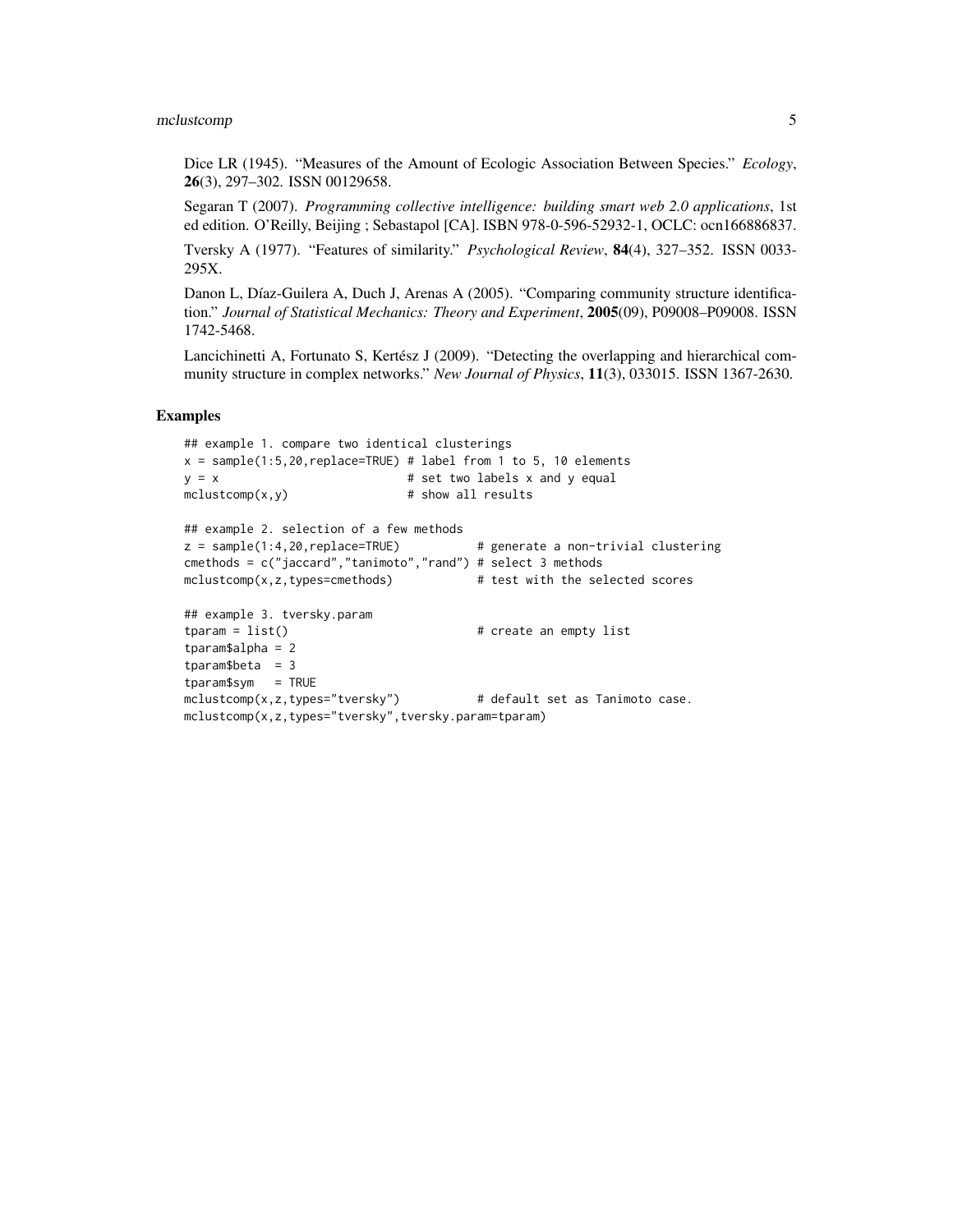Dice LR (1945). "Measures of the Amount of Ecologic Association Between Species." *Ecology*, **26**(3), 297–302. ISSN 00129658.

Segaran T (2007). *Programming collective intelligence: building smart web 2.0 applications*, 1st ed edition. O'Reilly, Beijing ; Sebastapol [CA]. ISBN 978-0-596-52932-1, OCLC: ocn166886837.

Tversky A (1977). "Features of similarity." *Psychological Review*, **84**(4), 327–352. ISSN 0033-295X.

Danon L, Díaz-Guilera A, Duch J, Arenas A (2005). "Comparing community structure identification." *Journal of Statistical Mechanics: Theory and Experiment*, **2005**(09), P09008–P09008. ISSN 1742-5468.

Lancichinetti A, Fortunato S, Kertész J (2009). "Detecting the overlapping and hierarchical community structure in complex networks." *New Journal of Physics*, **11**(3), 033015. ISSN 1367-2630.

## Examples

```
## example 1. compare two identical clusterings
x = sample(1:5,20,replace=TRUE) # label from 1 to 5, 10 elements
y = x                           # set two labels x and y equal
mclustcomp(x,y)                 # show all results

## example 2. selection of a few methods
z = sample(1:4,20,replace=TRUE)           # generate a non-trivial clustering
cmethods = c("jaccard","tanimoto","rand") # select 3 methods
mclustcomp(x,z,types=cmethods)            # test with the selected scores

## example 3. tversky.param
tparam = list()                           # create an empty list
tparam$alpha = 2
tparam$beta  = 3
tparam$sym   = TRUE
mclustcomp(x,z,types="tversky")           # default set as Tanimoto case.
mclustcomp(x,z,types="tversky",tversky.param=tparam)
```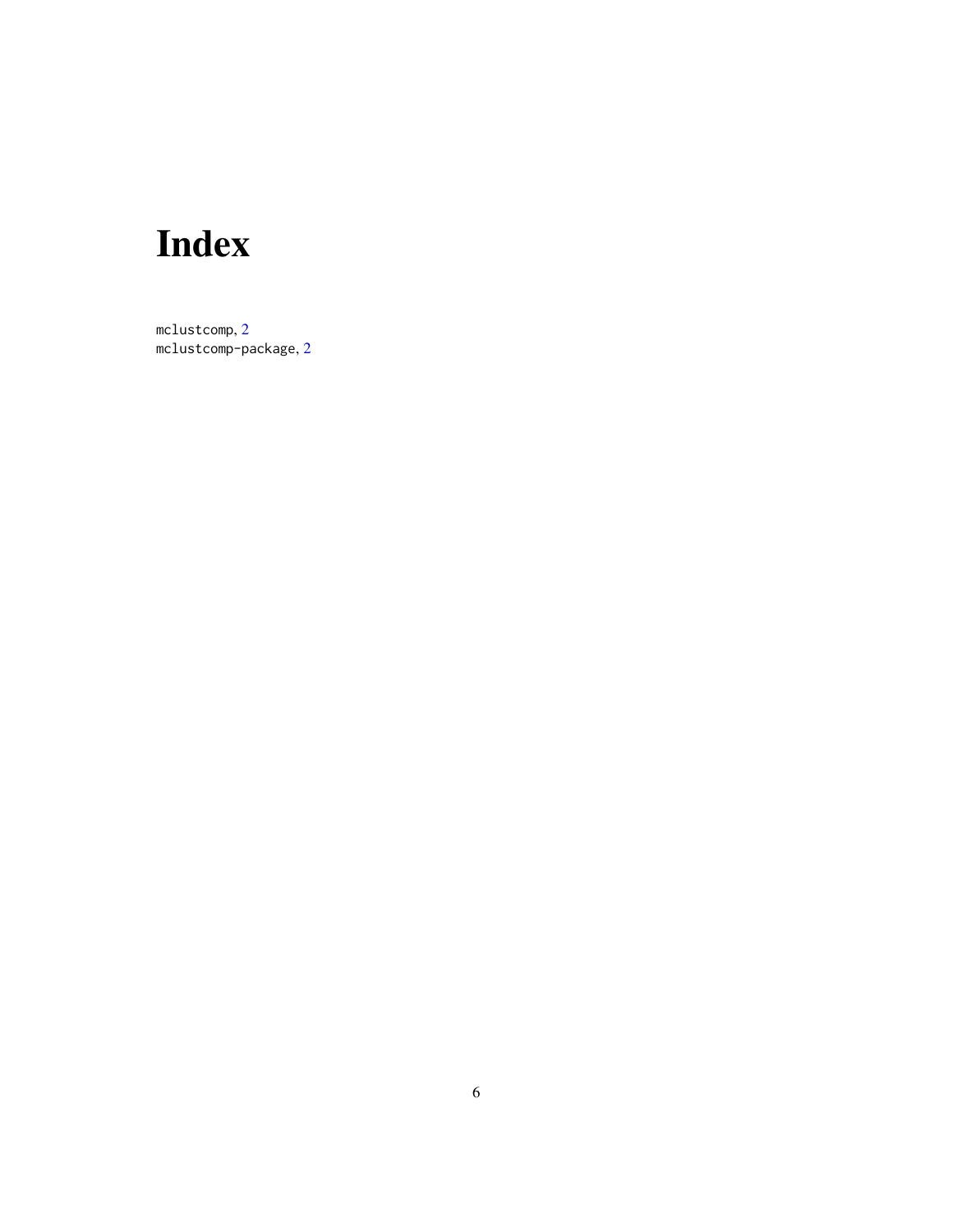# Index

mclustcomp, 2
mclustcomp-package, 2